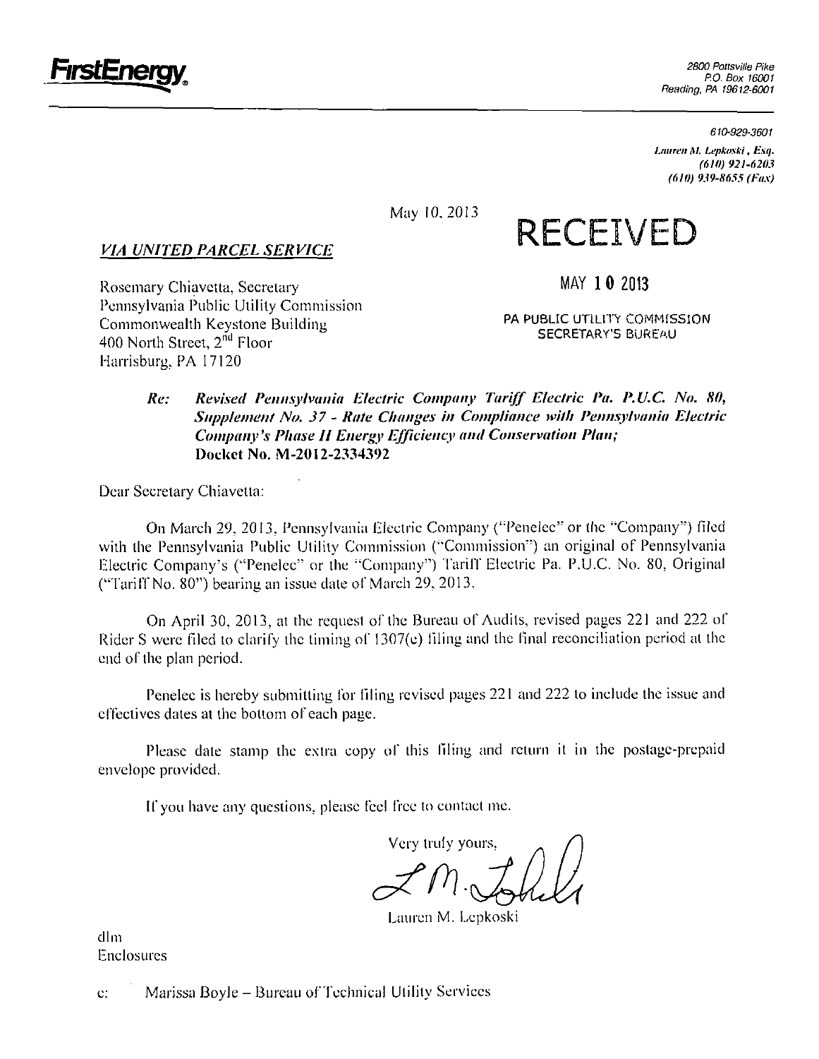**FirstEnergy**

2800 Pottsville Pike
P.O. Box 16001
Reading, PA 19612-6001

610-929-3601

*Lauren M. Lepkoski, Esq.*
*(610) 921-6203*
*(610) 939-8655 (Fax)*

May 10, 2013

RECEIVED

MAY 10 2013

PA PUBLIC UTILITY COMMISSION
SECRETARY'S BUREAU

***VIA UNITED PARCEL SERVICE***

Rosemary Chiavetta, Secretary
Pennsylvania Public Utility Commission
Commonwealth Keystone Building
400 North Street, 2nd Floor
Harrisburg, PA 17120

> ***Re: Revised Pennsylvania Electric Company Tariff Electric Pa. P.U.C. No. 80, Supplement No. 37 - Rate Changes in Compliance with Pennsylvania Electric Company's Phase II Energy Efficiency and Conservation Plan;*** **Docket No. M-2012-2334392**

Dear Secretary Chiavetta:

On March 29, 2013, Pennsylvania Electric Company ("Penelec" or the "Company") filed with the Pennsylvania Public Utility Commission ("Commission") an original of Pennsylvania Electric Company's ("Penelec" or the "Company") Tariff Electric Pa. P.U.C. No. 80, Original ("Tariff No. 80") bearing an issue date of March 29, 2013.

On April 30, 2013, at the request of the Bureau of Audits, revised pages 221 and 222 of Rider S were filed to clarify the timing of 1307(e) filing and the final reconciliation period at the end of the plan period.

Penelec is hereby submitting for filing revised pages 221 and 222 to include the issue and effectives dates at the bottom of each page.

Please date stamp the extra copy of this filing and return it in the postage-prepaid envelope provided.

If you have any questions, please feel free to contact me.

Very truly yours,

Lauren M. Lepkoski

dlm
Enclosures

c: Marissa Boyle – Bureau of Technical Utility Services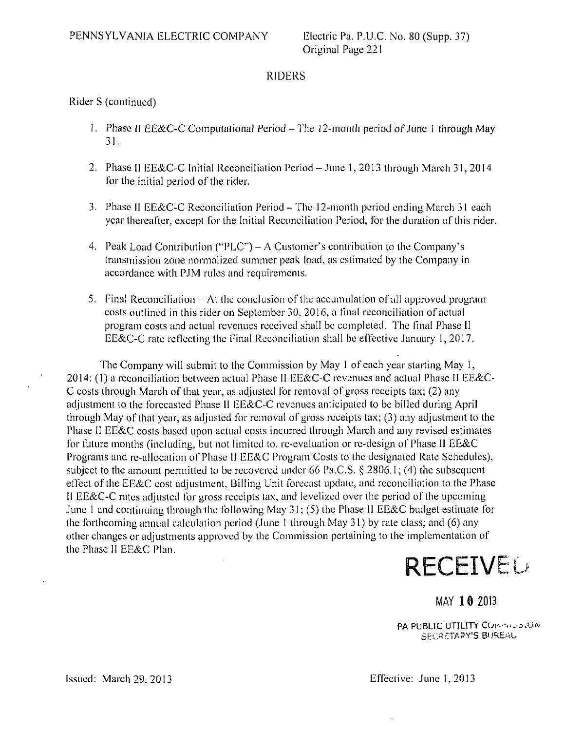PENNSYLVANIA ELECTRIC COMPANY

Electric Pa. P.U.C. No. 80 (Supp. 37)
Original Page 221

## RIDERS

Rider S (continued)

1. Phase II EE&C-C Computational Period – The 12-month period of June 1 through May 31.

2. Phase II EE&C-C Initial Reconciliation Period – June 1, 2013 through March 31, 2014 for the initial period of the rider.

3. Phase II EE&C-C Reconciliation Period – The 12-month period ending March 31 each year thereafter, except for the Initial Reconciliation Period, for the duration of this rider.

4. Peak Load Contribution ("PLC") – A Customer's contribution to the Company's transmission zone normalized summer peak load, as estimated by the Company in accordance with PJM rules and requirements.

5. Final Reconciliation – At the conclusion of the accumulation of all approved program costs outlined in this rider on September 30, 2016, a final reconciliation of actual program costs and actual revenues received shall be completed. The final Phase II EE&C-C rate reflecting the Final Reconciliation shall be effective January 1, 2017.

The Company will submit to the Commission by May 1 of each year starting May 1, 2014: (1) a reconciliation between actual Phase II EE&C-C revenues and actual Phase II EE&C-C costs through March of that year, as adjusted for removal of gross receipts tax; (2) any adjustment to the forecasted Phase II EE&C-C revenues anticipated to be billed during April through May of that year, as adjusted for removal of gross receipts tax; (3) any adjustment to the Phase II EE&C costs based upon actual costs incurred through March and any revised estimates for future months (including, but not limited to, re-evaluation or re-design of Phase II EE&C Programs and re-allocation of Phase II EE&C Program Costs to the designated Rate Schedules), subject to the amount permitted to be recovered under 66 Pa.C.S. § 2806.1; (4) the subsequent effect of the EE&C cost adjustment, Billing Unit forecast update, and reconciliation to the Phase II EE&C-C rates adjusted for gross receipts tax, and levelized over the period of the upcoming June 1 and continuing through the following May 31; (5) the Phase II EE&C budget estimate for the forthcoming annual calculation period (June 1 through May 31) by rate class; and (6) any other changes or adjustments approved by the Commission pertaining to the implementation of the Phase II EE&C Plan.

RECEIVED

MAY 10 2013

PA PUBLIC UTILITY COMMISSION
SECRETARY'S BUREAU

Issued: March 29, 2013

Effective: June 1, 2013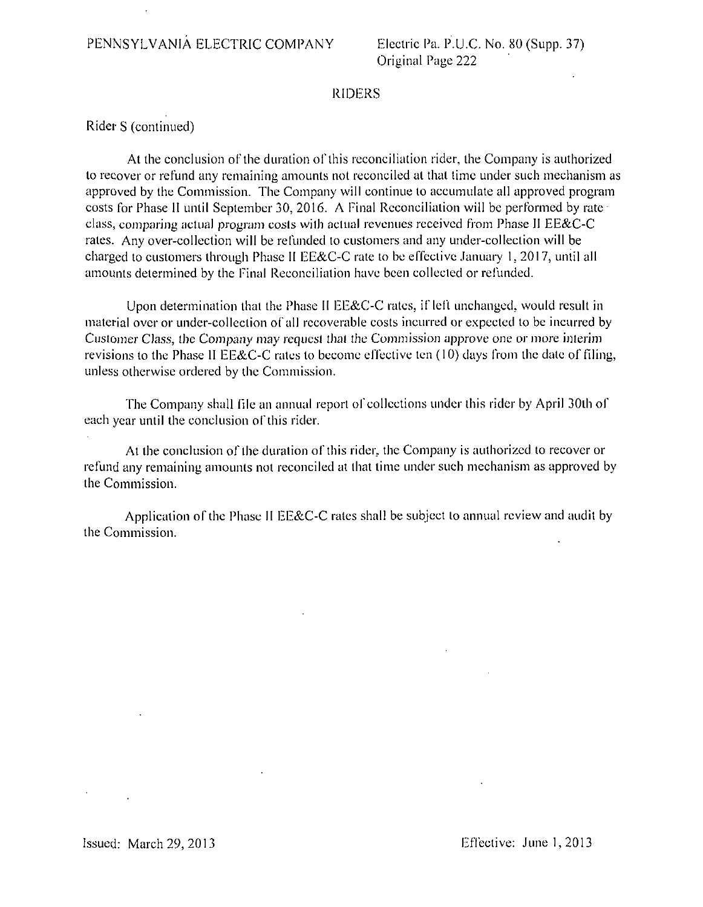## RIDERS

Rider S (continued)

At the conclusion of the duration of this reconciliation rider, the Company is authorized to recover or refund any remaining amounts not reconciled at that time under such mechanism as approved by the Commission. The Company will continue to accumulate all approved program costs for Phase II until September 30, 2016. A Final Reconciliation will be performed by rate class, comparing actual program costs with actual revenues received from Phase II EE&C-C rates. Any over-collection will be refunded to customers and any under-collection will be charged to customers through Phase II EE&C-C rate to be effective January 1, 2017, until all amounts determined by the Final Reconciliation have been collected or refunded.

Upon determination that the Phase II EE&C-C rates, if left unchanged, would result in material over or under-collection of all recoverable costs incurred or expected to be incurred by Customer Class, the Company may request that the Commission approve one or more interim revisions to the Phase II EE&C-C rates to become effective ten (10) days from the date of filing, unless otherwise ordered by the Commission.

The Company shall file an annual report of collections under this rider by April 30th of each year until the conclusion of this rider.

At the conclusion of the duration of this rider, the Company is authorized to recover or refund any remaining amounts not reconciled at that time under such mechanism as approved by the Commission.

Application of the Phase II EE&C-C rates shall be subject to annual review and audit by the Commission.

Issued: March 29, 2013 Effective: June 1, 2013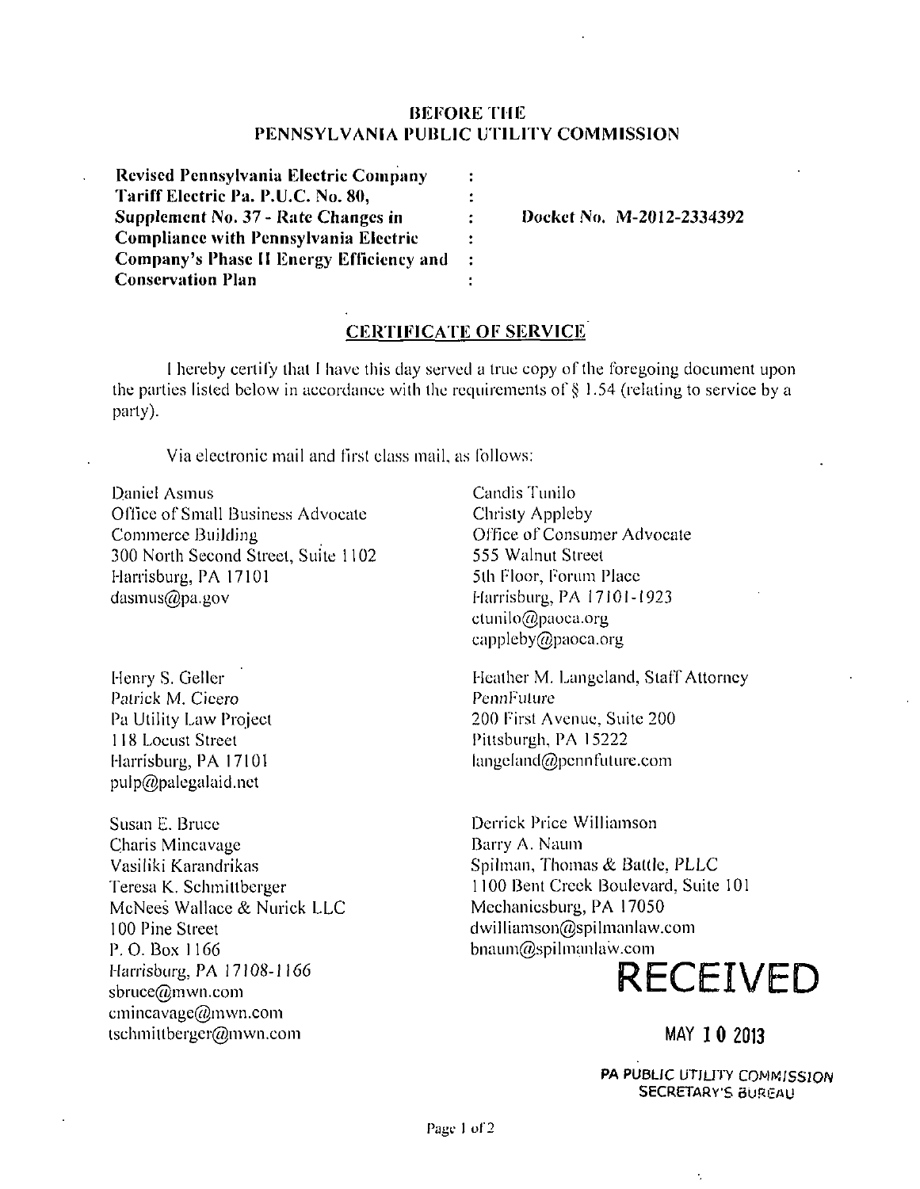**BEFORE THE**
**PENNSYLVANIA PUBLIC UTILITY COMMISSION**

| | | |
|---|---|---|
| **Revised Pennsylvania Electric Company Tariff Electric Pa. P.U.C. No. 80, Supplement No. 37 - Rate Changes in Compliance with Pennsylvania Electric Company's Phase II Energy Efficiency and Conservation Plan** | : | **Docket No. M-2012-2334392** |

## CERTIFICATE OF SERVICE

I hereby certify that I have this day served a true copy of the foregoing document upon the parties listed below in accordance with the requirements of § 1.54 (relating to service by a party).

Via electronic mail and first class mail, as follows:

Daniel Asmus
Office of Small Business Advocate
Commerce Building
300 North Second Street, Suite 1102
Harrisburg, PA 17101
dasmus@pa.gov

Candis Tunilo
Christy Appleby
Office of Consumer Advocate
555 Walnut Street
5th Floor, Forum Place
Harrisburg, PA 17101-1923
ctunilo@paoca.org
cappleby@paoca.org

Henry S. Geller
Patrick M. Cicero
Pa Utility Law Project
118 Locust Street
Harrisburg, PA 17101
pulp@palegalaid.net

Heather M. Langeland, Staff Attorney
*PennFuture*
200 First Avenue, Suite 200
Pittsburgh, PA 15222
langeland@pennfuture.com

Susan E. Bruce
Charis Mincavage
Vasiliki Karandrikas
Teresa K. Schmittberger
McNees Wallace & Nurick LLC
100 Pine Street
P. O. Box 1166
Harrisburg, PA 17108-1166
sbruce@mwn.com
cmincavage@mwn.com
tschmittberger@mwn.com

Derrick Price Williamson
Barry A. Naum
Spilman, Thomas & Battle, PLLC
1100 Bent Creek Boulevard, Suite 101
Mechanicsburg, PA 17050
dwilliamson@spilmanlaw.com
bnaum@spilmanlaw.com

RECEIVED

MAY 10 2013

PA PUBLIC UTILITY COMMISSION
SECRETARY'S BUREAU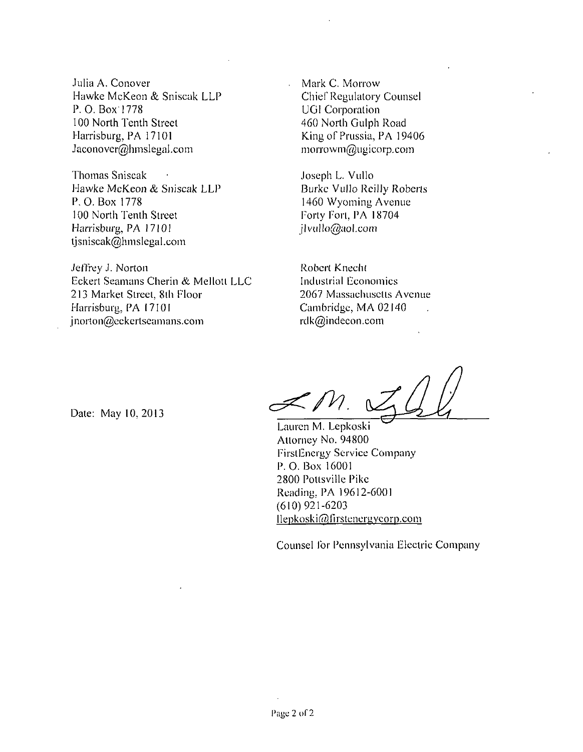Julia A. Conover
Hawke McKeon & Sniscak LLP
P. O. Box 1778
100 North Tenth Street
Harrisburg, PA 17101
Jaconover@hmslegal.com

Mark C. Morrow
Chief Regulatory Counsel
UGI Corporation
460 North Gulph Road
King of Prussia, PA 19406
morrowm@ugicorp.com

Thomas Sniscak
Hawke McKeon & Sniscak LLP
P. O. Box 1778
100 North Tenth Street
Harrisburg, PA 17101
tjsniscak@hmslegal.com

Joseph L. Vullo
Burke Vullo Reilly Roberts
1460 Wyoming Avenue
Forty Fort, PA 18704
jlvullo@aol.com

Jeffrey J. Norton
Eckert Seamans Cherin & Mellott LLC
213 Market Street, 8th Floor
Harrisburg, PA 17101
jnorton@eckertseamans.com

Robert Knecht
Industrial Economics
2067 Massachusetts Avenue
Cambridge, MA 02140
rdk@indecon.com

Date: May 10, 2013

Lauren M. Lepkoski
Attorney No. 94800
FirstEnergy Service Company
P. O. Box 16001
2800 Pottsville Pike
Reading, PA 19612-6001
(610) 921-6203
llepkoski@firstenergycorp.com

Counsel for Pennsylvania Electric Company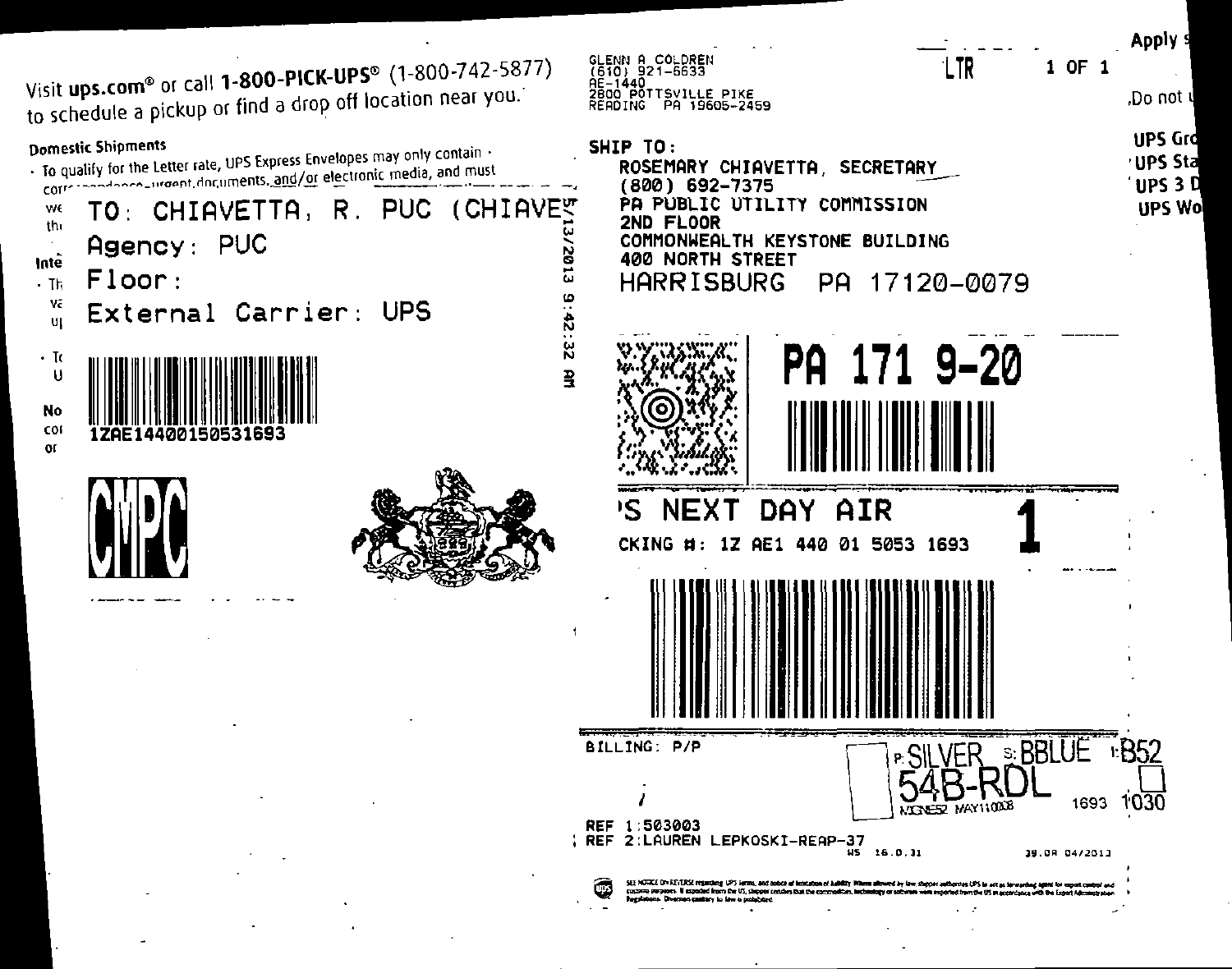Visit **ups.com®** or call **1-800-PICK-UPS®** (1-800-742-5877) to schedule a pickup or find a drop off location near you.

**Domestic Shipments**

- To qualify for the Letter rate, UPS Express Envelopes may only contain correspondence, urgent documents, and/or electronic media, and must

TO: CHIAVETTA, R. PUC (CHIAVE

Agency: PUC

Floor:

External Carrier: UPS

5/13/2013 9:42:32 AM

1ZAE14400150531693

CMPC

GLENN A COLDREN
(610) 921-6633
AE-1440
2800 POTTSVILLE PIKE
READING PA 19605-2459

LTR 1 OF 1

**SHIP TO:**

ROSEMARY CHIAVETTA, SECRETARY
(800) 692-7375
PA PUBLIC UTILITY COMMISSION
2ND FLOOR
COMMONWEALTH KEYSTONE BUILDING
400 NORTH STREET
HARRISBURG PA 17120-0079

**PA 171 9-20**

'S NEXT DAY AIR **1**

CKING #: 1Z AE1 440 01 5053 1693

BILLING: P/P

P:SILVER S:BBLUE I:B52
54B-RDL
MGNE52 MAY110008 1693 1030

REF 1:503003
REF 2:LAUREN LEPKOSKI-REAP-37

WS 16.0.31 39.0A 04/2013

Apply

Do not

UPS Gro
UPS Sta
UPS 3 D
UPS Wo